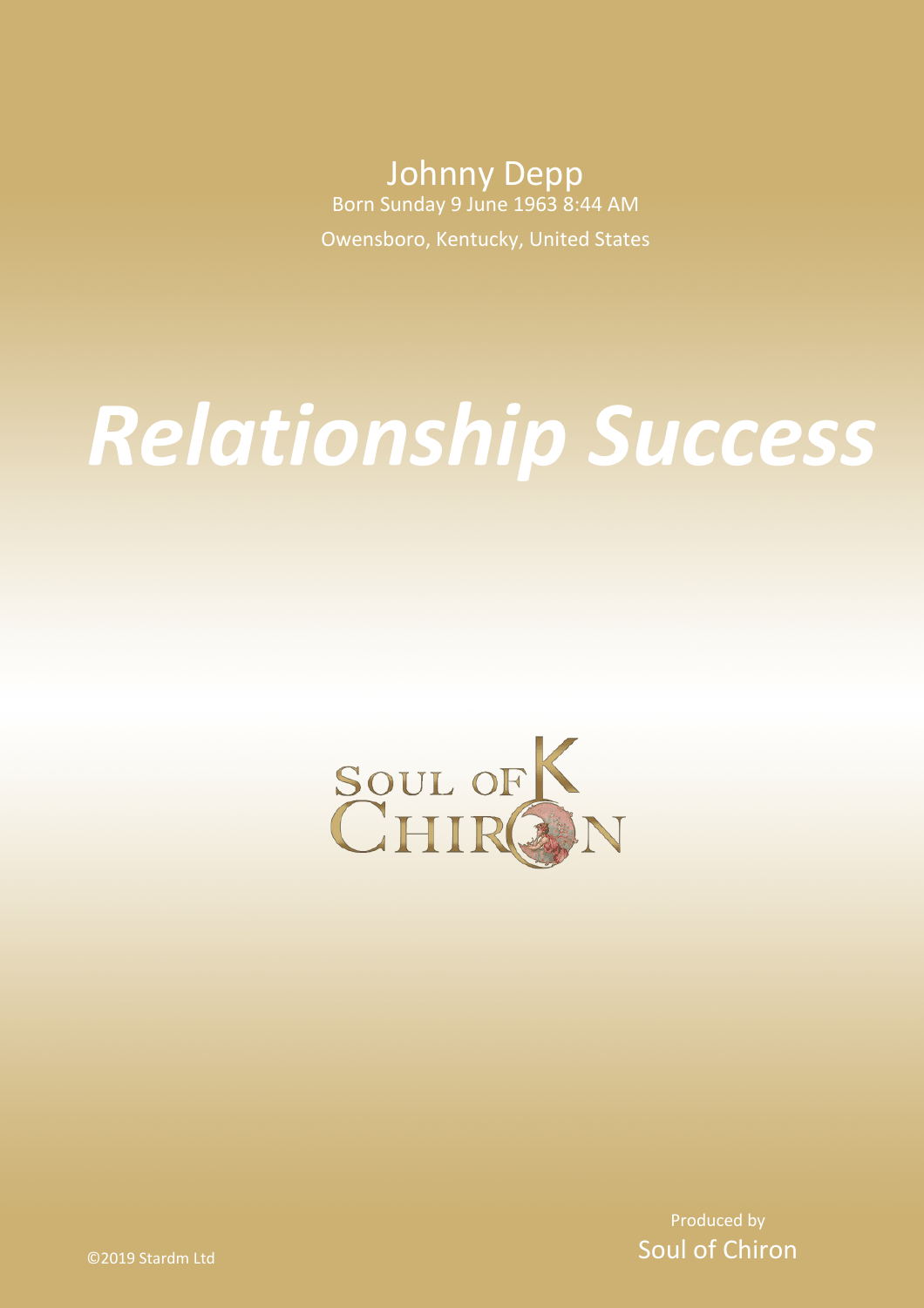Johnny Depp

Born Sunday 9 June 1963 8:44 AM

Owensboro, Kentucky, United States

# *Relationship Success*

SOUL OF CHIRON

©2019 Stardm Ltd

Produced by
Soul of Chiron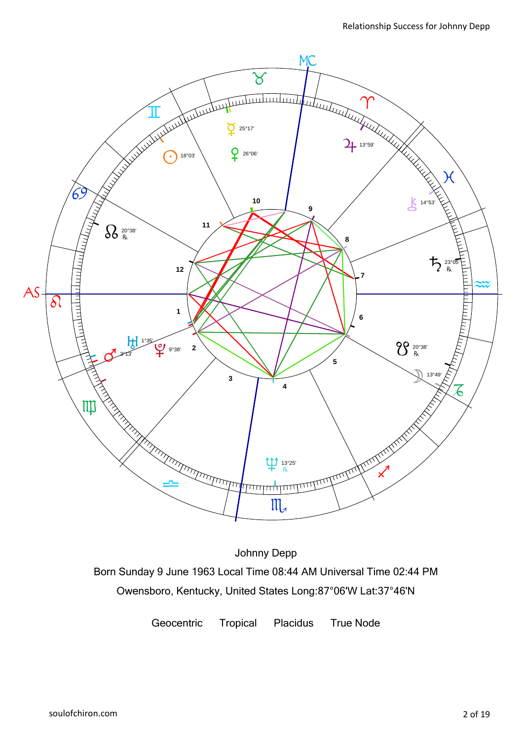Johnny Depp

Born Sunday 9 June 1963 Local Time 08:44 AM Universal Time 02:44 PM

Owensboro, Kentucky, United States Long:87°06'W Lat:37°46'N

Geocentric Tropical Placidus True Node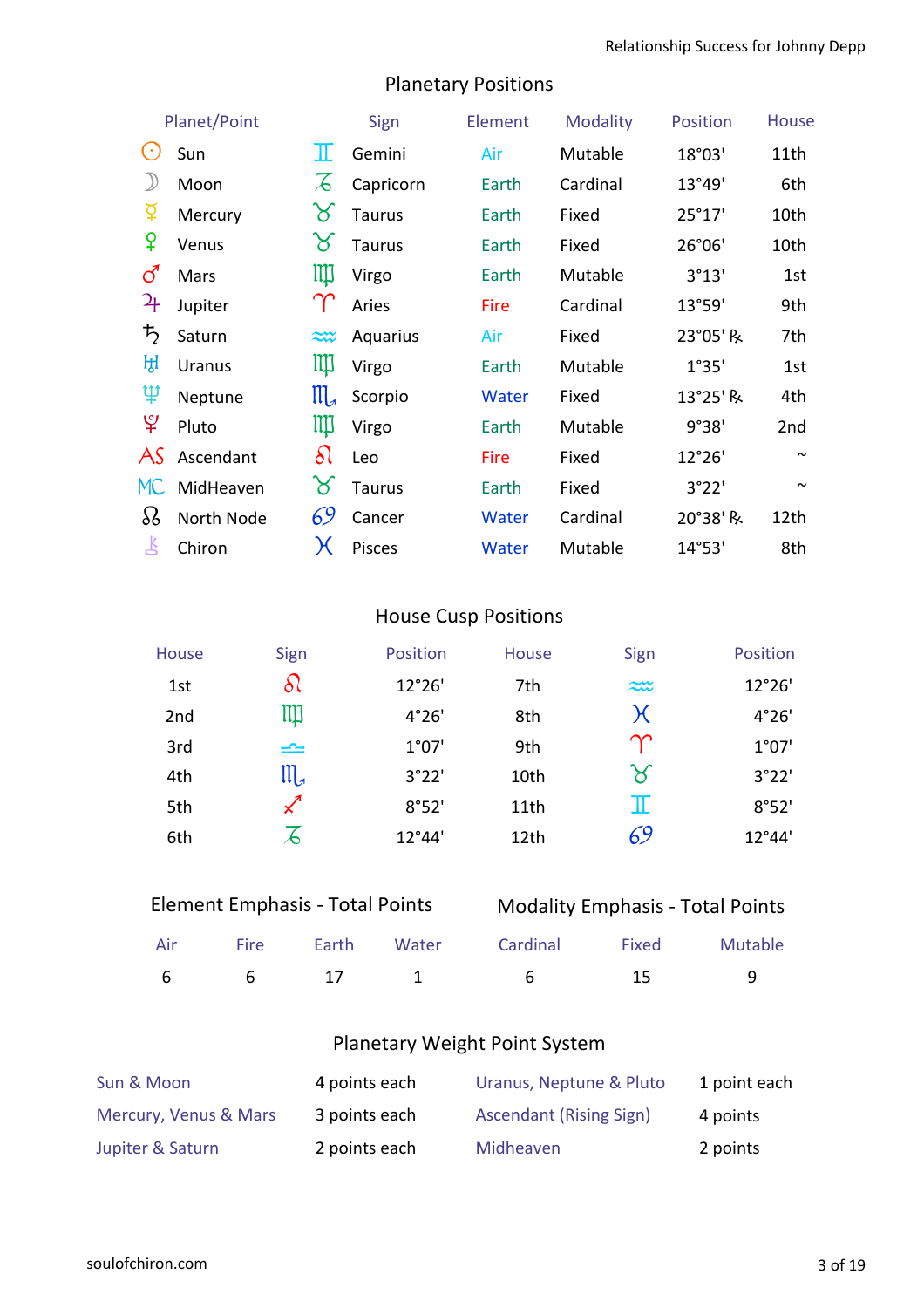## Planetary Positions

| Planet/Point | Sign | Element | Modality | Position | House |
|---|---|---|---|---|---|
| ☉ Sun | ♊ Gemini | Air | Mutable | 18°03' | 11th |
| ☽ Moon | ♑ Capricorn | Earth | Cardinal | 13°49' | 6th |
| ☿ Mercury | ♉ Taurus | Earth | Fixed | 25°17' | 10th |
| ♀ Venus | ♉ Taurus | Earth | Fixed | 26°06' | 10th |
| ♂ Mars | ♍ Virgo | Earth | Mutable | 3°13' | 1st |
| ♃ Jupiter | ♈ Aries | Fire | Cardinal | 13°59' | 9th |
| ♄ Saturn | ♒ Aquarius | Air | Fixed | 23°05' ℞ | 7th |
| ♅ Uranus | ♍ Virgo | Earth | Mutable | 1°35' | 1st |
| ♆ Neptune | ♏ Scorpio | Water | Fixed | 13°25' ℞ | 4th |
| ♇ Pluto | ♍ Virgo | Earth | Mutable | 9°38' | 2nd |
| AS Ascendant | ♌ Leo | Fire | Fixed | 12°26' | ~ |
| MC MidHeaven | ♉ Taurus | Earth | Fixed | 3°22' | ~ |
| ☊ North Node | ♋ Cancer | Water | Cardinal | 20°38' ℞ | 12th |
| ⚷ Chiron | ♓ Pisces | Water | Mutable | 14°53' | 8th |

## House Cusp Positions

| House | Sign | Position | House | Sign | Position |
|---|---|---|---|---|---|
| 1st | ♌ | 12°26' | 7th | ♒ | 12°26' |
| 2nd | ♍ | 4°26' | 8th | ♓ | 4°26' |
| 3rd | ♎ | 1°07' | 9th | ♈ | 1°07' |
| 4th | ♏ | 3°22' | 10th | ♉ | 3°22' |
| 5th | ♐ | 8°52' | 11th | ♊ | 8°52' |
| 6th | ♑ | 12°44' | 12th | ♋ | 12°44' |

## Element Emphasis - Total Points

| Air | Fire | Earth | Water |
|---|---|---|---|
| 6 | 6 | 17 | 1 |

## Modality Emphasis - Total Points

| Cardinal | Fixed | Mutable |
|---|---|---|
| 6 | 15 | 9 |

## Planetary Weight Point System

| | | | |
|---|---|---|---|
| Sun & Moon | 4 points each | Uranus, Neptune & Pluto | 1 point each |
| Mercury, Venus & Mars | 3 points each | Ascendant (Rising Sign) | 4 points |
| Jupiter & Saturn | 2 points each | Midheaven | 2 points |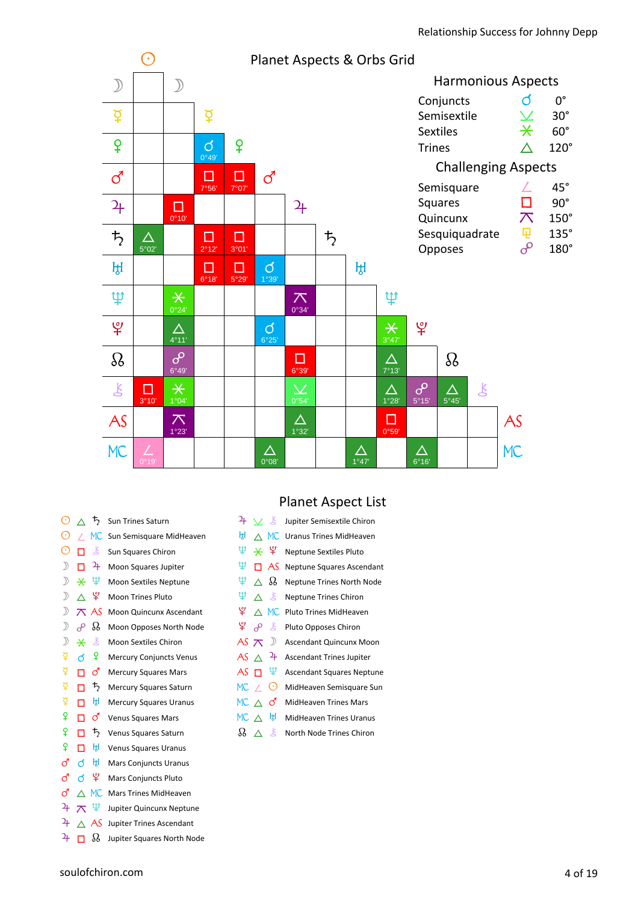# Planet Aspects & Orbs Grid

| | ☉ | ☽ | ☿ | ♀ | ♂ | ♃ | ♄ | ♅ | ♆ | ♇ | ☊ | ⚷ |
|---|---|---|---|---|---|---|---|---|---|---|---|---|
| ☽ | | | | | | | | | | | | |
| ☿ | | | | | | | | | | | | |
| ♀ | | | ☌ 0°49' | | | | | | | | | |
| ♂ | | | □ 7°56' | □ 7°07' | | | | | | | | |
| ♃ | | □ 0°10' | | | | | | | | | | |
| ♄ | △ 5°02' | | □ 2°12' | □ 3°01' | | | | | | | | |
| ♅ | | | □ 6°18' | □ 5°29' | ☌ 1°39' | | | | | | | |
| ♆ | | ⚹ 0°24' | | | | ⚻ 0°34' | | | | | | |
| ♇ | | △ 4°11' | | | ☌ 6°25' | | | | ⚹ 3°47' | | | |
| ☊ | | ☍ 6°49' | | | | □ 6°39' | | | △ 7°13' | | | |
| ⚷ | □ 3°10' | ⚹ 1°04' | | | | ⚺ 0°54' | | | △ 1°28' | ☍ 5°15' | △ 5°45' | |
| AS | | ⚻ 1°23' | | | | △ 1°32' | | | □ 0°59' | | | |
| MC | ∠ 0°19' | | | | △ 0°08' | | | △ 1°47' | | △ 6°16' | | |

## Harmonious Aspects

| Aspect | Symbol | Degrees |
|---|---|---|
| Conjuncts | ☌ | 0° |
| Semisextile | ⚺ | 30° |
| Sextiles | ⚹ | 60° |
| Trines | △ | 120° |

## Challenging Aspects

| Aspect | Symbol | Degrees |
|---|---|---|
| Semisquare | ∠ | 45° |
| Squares | □ | 90° |
| Quincunx | ⚻ | 150° |
| Sesquiquadrate | ⚼ | 135° |
| Opposes | ☍ | 180° |

# Planet Aspect List

- ☉ △ ♄ Sun Trines Saturn
- ☉ ∠ MC Sun Semisquare MidHeaven
- ☉ □ ⚷ Sun Squares Chiron
- ☽ □ ♃ Moon Squares Jupiter
- ☽ ⚹ ♆ Moon Sextiles Neptune
- ☽ △ ♇ Moon Trines Pluto
- ☽ ⚻ AS Moon Quincunx Ascendant
- ☽ ☍ ☊ Moon Opposes North Node
- ☽ ⚹ ⚷ Moon Sextiles Chiron
- ☿ ☌ ♀ Mercury Conjuncts Venus
- ☿ □ ♂ Mercury Squares Mars
- ☿ □ ♄ Mercury Squares Saturn
- ☿ □ ♅ Mercury Squares Uranus
- ♀ □ ♂ Venus Squares Mars
- ♀ □ ♄ Venus Squares Saturn
- ♀ □ ♅ Venus Squares Uranus
- ♂ ☌ ♅ Mars Conjuncts Uranus
- ♂ ☌ ♇ Mars Conjuncts Pluto
- ♂ △ MC Mars Trines MidHeaven
- ♃ ⚻ ♆ Jupiter Quincunx Neptune
- ♃ △ AS Jupiter Trines Ascendant
- ♃ □ ☊ Jupiter Squares North Node
- ♃ ⚺ ⚷ Jupiter Semisextile Chiron
- ♅ △ MC Uranus Trines MidHeaven
- ♆ ⚹ ♇ Neptune Sextiles Pluto
- ♆ □ AS Neptune Squares Ascendant
- ♆ △ ☊ Neptune Trines North Node
- ♆ △ ⚷ Neptune Trines Chiron
- ♇ △ MC Pluto Trines MidHeaven
- ♇ ☍ ⚷ Pluto Opposes Chiron
- AS ⚻ ☽ Ascendant Quincunx Moon
- AS △ ♃ Ascendant Trines Jupiter
- AS □ ♆ Ascendant Squares Neptune
- MC ∠ ☉ MidHeaven Semisquare Sun
- MC △ ♂ MidHeaven Trines Mars
- MC △ ♅ MidHeaven Trines Uranus
- ☊ △ ⚷ North Node Trines Chiron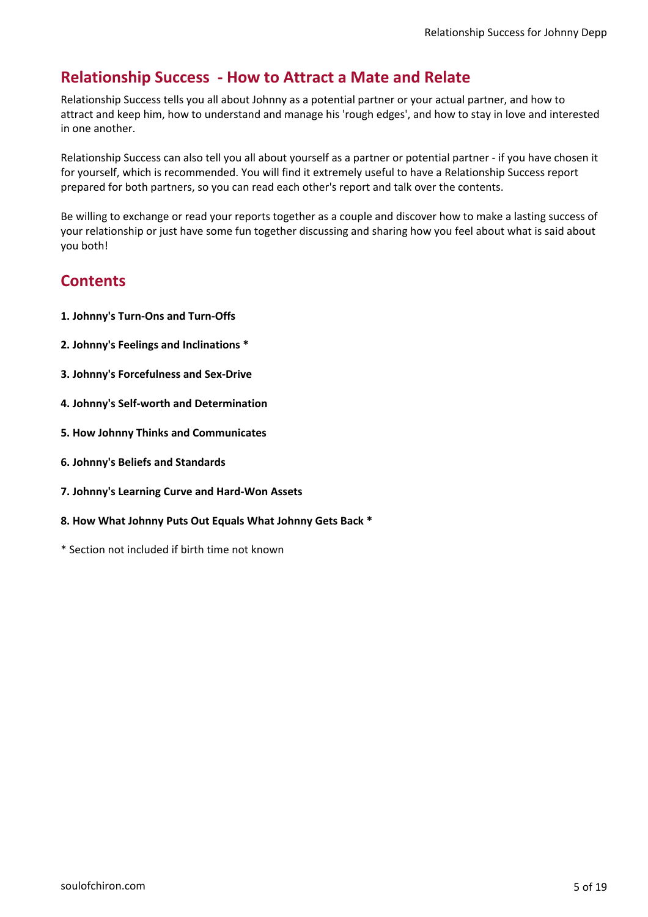## Relationship Success - How to Attract a Mate and Relate

Relationship Success tells you all about Johnny as a potential partner or your actual partner, and how to attract and keep him, how to understand and manage his 'rough edges', and how to stay in love and interested in one another.

Relationship Success can also tell you all about yourself as a partner or potential partner - if you have chosen it for yourself, which is recommended. You will find it extremely useful to have a Relationship Success report prepared for both partners, so you can read each other's report and talk over the contents.

Be willing to exchange or read your reports together as a couple and discover how to make a lasting success of your relationship or just have some fun together discussing and sharing how you feel about what is said about you both!

## Contents

**1. Johnny's Turn-Ons and Turn-Offs**

**2. Johnny's Feelings and Inclinations ***

**3. Johnny's Forcefulness and Sex-Drive**

**4. Johnny's Self-worth and Determination**

**5. How Johnny Thinks and Communicates**

**6. Johnny's Beliefs and Standards**

**7. Johnny's Learning Curve and Hard-Won Assets**

**8. How What Johnny Puts Out Equals What Johnny Gets Back ***

* Section not included if birth time not known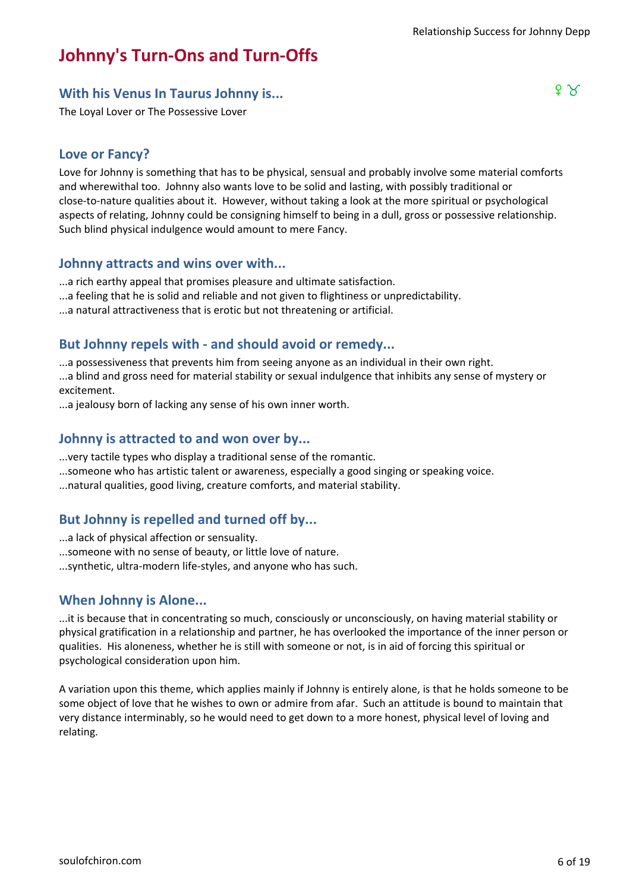# Johnny's Turn-Ons and Turn-Offs

## With his Venus In Taurus Johnny is... ♀ ♉

The Loyal Lover or The Possessive Lover

## Love or Fancy?

Love for Johnny is something that has to be physical, sensual and probably involve some material comforts and wherewithal too. Johnny also wants love to be solid and lasting, with possibly traditional or close-to-nature qualities about it. However, without taking a look at the more spiritual or psychological aspects of relating, Johnny could be consigning himself to being in a dull, gross or possessive relationship. Such blind physical indulgence would amount to mere Fancy.

## Johnny attracts and wins over with...

...a rich earthy appeal that promises pleasure and ultimate satisfaction.
...a feeling that he is solid and reliable and not given to flightiness or unpredictability.
...a natural attractiveness that is erotic but not threatening or artificial.

## But Johnny repels with - and should avoid or remedy...

...a possessiveness that prevents him from seeing anyone as an individual in their own right.
...a blind and gross need for material stability or sexual indulgence that inhibits any sense of mystery or excitement.
...a jealousy born of lacking any sense of his own inner worth.

## Johnny is attracted to and won over by...

...very tactile types who display a traditional sense of the romantic.
...someone who has artistic talent or awareness, especially a good singing or speaking voice.
...natural qualities, good living, creature comforts, and material stability.

## But Johnny is repelled and turned off by...

...a lack of physical affection or sensuality.
...someone with no sense of beauty, or little love of nature.
...synthetic, ultra-modern life-styles, and anyone who has such.

## When Johnny is Alone...

...it is because that in concentrating so much, consciously or unconsciously, on having material stability or physical gratification in a relationship and partner, he has overlooked the importance of the inner person or qualities. His aloneness, whether he is still with someone or not, is in aid of forcing this spiritual or psychological consideration upon him.

A variation upon this theme, which applies mainly if Johnny is entirely alone, is that he holds someone to be some object of love that he wishes to own or admire from afar. Such an attitude is bound to maintain that very distance interminably, so he would need to get down to a more honest, physical level of loving and relating.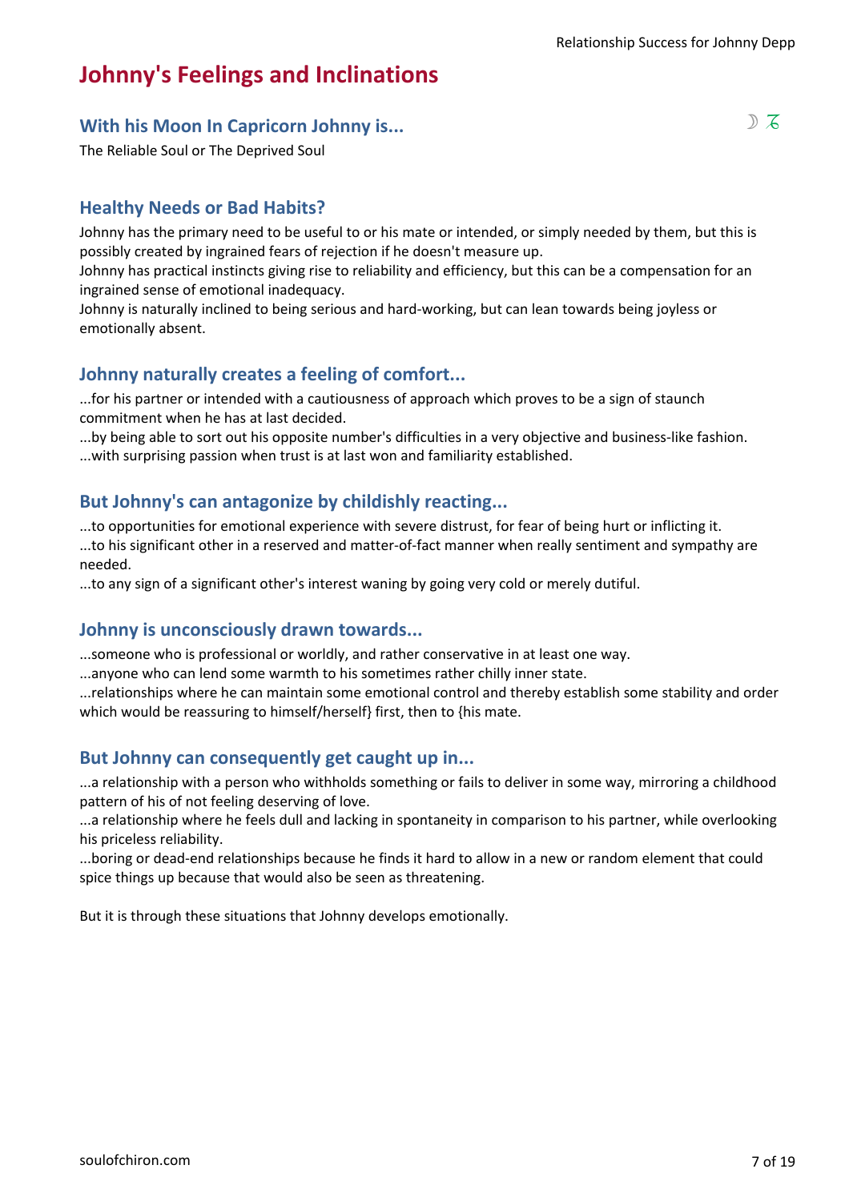# Johnny's Feelings and Inclinations

## With his Moon In Capricorn Johnny is...

☽ ♑

The Reliable Soul or The Deprived Soul

## Healthy Needs or Bad Habits?

Johnny has the primary need to be useful to or his mate or intended, or simply needed by them, but this is possibly created by ingrained fears of rejection if he doesn't measure up.
Johnny has practical instincts giving rise to reliability and efficiency, but this can be a compensation for an ingrained sense of emotional inadequacy.
Johnny is naturally inclined to being serious and hard-working, but can lean towards being joyless or emotionally absent.

## Johnny naturally creates a feeling of comfort...

...for his partner or intended with a cautiousness of approach which proves to be a sign of staunch commitment when he has at last decided.
...by being able to sort out his opposite number's difficulties in a very objective and business-like fashion.
...with surprising passion when trust is at last won and familiarity established.

## But Johnny's can antagonize by childishly reacting...

...to opportunities for emotional experience with severe distrust, for fear of being hurt or inflicting it.
...to his significant other in a reserved and matter-of-fact manner when really sentiment and sympathy are needed.
...to any sign of a significant other's interest waning by going very cold or merely dutiful.

## Johnny is unconsciously drawn towards...

...someone who is professional or worldly, and rather conservative in at least one way.
...anyone who can lend some warmth to his sometimes rather chilly inner state.
...relationships where he can maintain some emotional control and thereby establish some stability and order which would be reassuring to himself/herself} first, then to {his mate.

## But Johnny can consequently get caught up in...

...a relationship with a person who withholds something or fails to deliver in some way, mirroring a childhood pattern of his of not feeling deserving of love.
...a relationship where he feels dull and lacking in spontaneity in comparison to his partner, while overlooking his priceless reliability.
...boring or dead-end relationships because he finds it hard to allow in a new or random element that could spice things up because that would also be seen as threatening.

But it is through these situations that Johnny develops emotionally.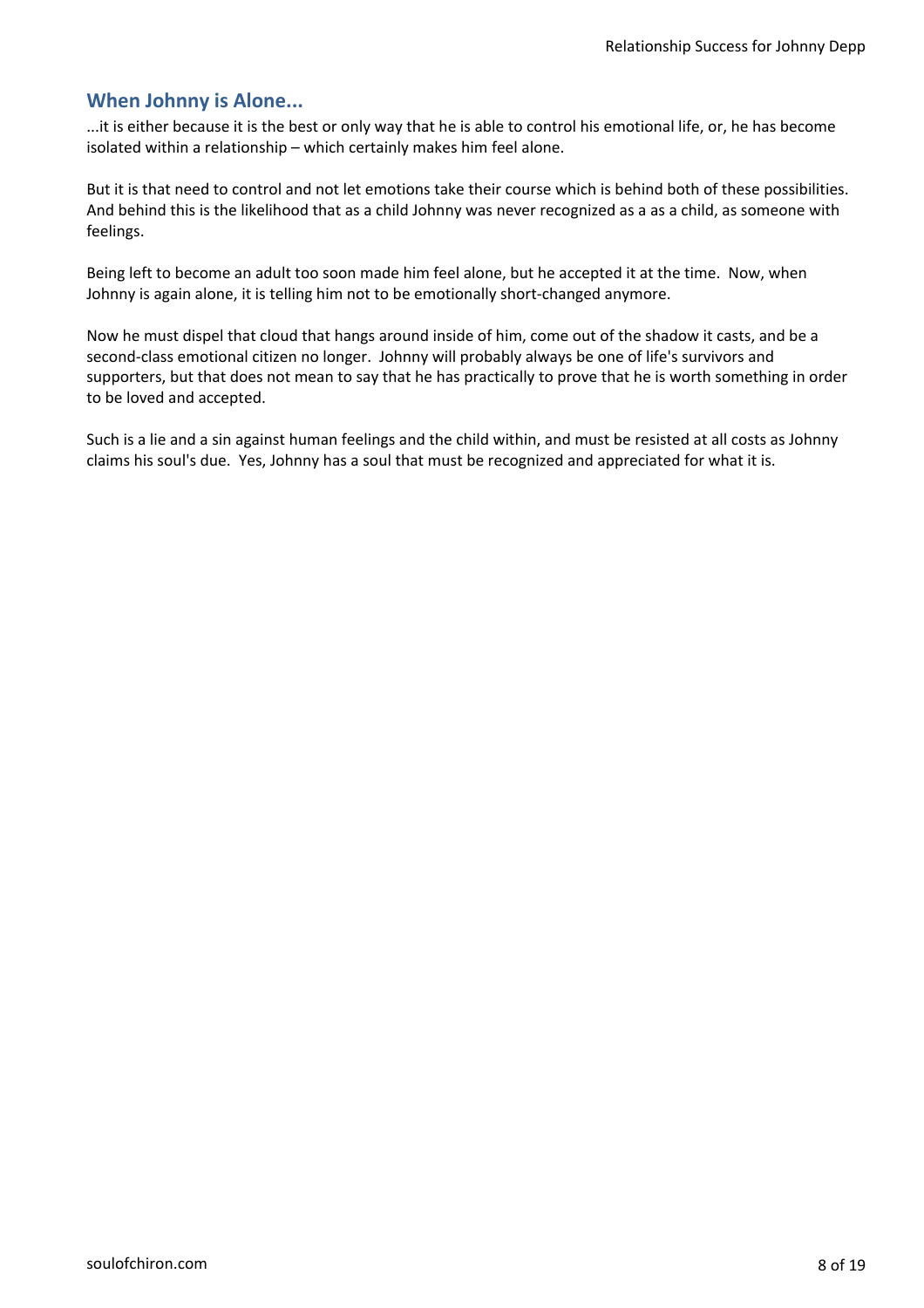## When Johnny is Alone...

...it is either because it is the best or only way that he is able to control his emotional life, or, he has become isolated within a relationship – which certainly makes him feel alone.

But it is that need to control and not let emotions take their course which is behind both of these possibilities. And behind this is the likelihood that as a child Johnny was never recognized as a as a child, as someone with feelings.

Being left to become an adult too soon made him feel alone, but he accepted it at the time. Now, when Johnny is again alone, it is telling him not to be emotionally short-changed anymore.

Now he must dispel that cloud that hangs around inside of him, come out of the shadow it casts, and be a second-class emotional citizen no longer. Johnny will probably always be one of life's survivors and supporters, but that does not mean to say that he has practically to prove that he is worth something in order to be loved and accepted.

Such is a lie and a sin against human feelings and the child within, and must be resisted at all costs as Johnny claims his soul's due. Yes, Johnny has a soul that must be recognized and appreciated for what it is.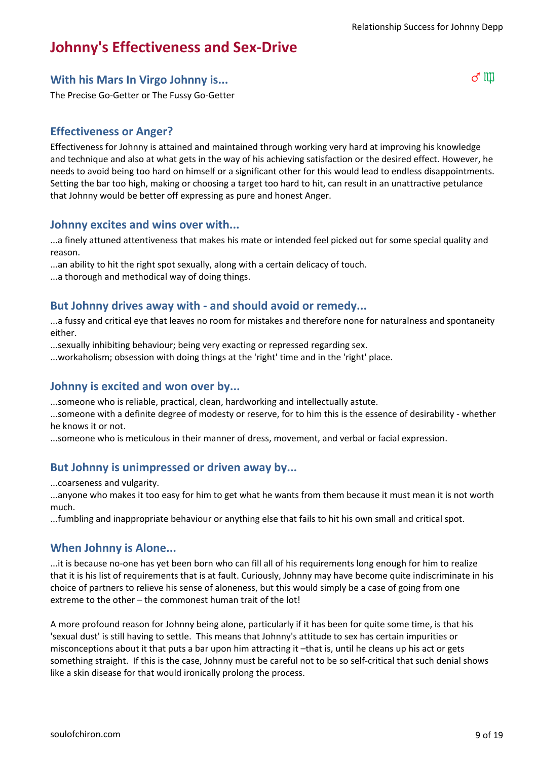# Johnny's Effectiveness and Sex-Drive

## With his Mars In Virgo Johnny is...

♂ ♍

The Precise Go-Getter or The Fussy Go-Getter

## Effectiveness or Anger?

Effectiveness for Johnny is attained and maintained through working very hard at improving his knowledge and technique and also at what gets in the way of his achieving satisfaction or the desired effect. However, he needs to avoid being too hard on himself or a significant other for this would lead to endless disappointments. Setting the bar too high, making or choosing a target too hard to hit, can result in an unattractive petulance that Johnny would be better off expressing as pure and honest Anger.

## Johnny excites and wins over with...

...a finely attuned attentiveness that makes his mate or intended feel picked out for some special quality and reason.
...an ability to hit the right spot sexually, along with a certain delicacy of touch.
...a thorough and methodical way of doing things.

## But Johnny drives away with - and should avoid or remedy...

...a fussy and critical eye that leaves no room for mistakes and therefore none for naturalness and spontaneity either.
...sexually inhibiting behaviour; being very exacting or repressed regarding sex.
...workaholism; obsession with doing things at the 'right' time and in the 'right' place.

## Johnny is excited and won over by...

...someone who is reliable, practical, clean, hardworking and intellectually astute.
...someone with a definite degree of modesty or reserve, for to him this is the essence of desirability - whether he knows it or not.
...someone who is meticulous in their manner of dress, movement, and verbal or facial expression.

## But Johnny is unimpressed or driven away by...

...coarseness and vulgarity.
...anyone who makes it too easy for him to get what he wants from them because it must mean it is not worth much.
...fumbling and inappropriate behaviour or anything else that fails to hit his own small and critical spot.

## When Johnny is Alone...

...it is because no-one has yet been born who can fill all of his requirements long enough for him to realize that it is his list of requirements that is at fault. Curiously, Johnny may have become quite indiscriminate in his choice of partners to relieve his sense of aloneness, but this would simply be a case of going from one extreme to the other – the commonest human trait of the lot!

A more profound reason for Johnny being alone, particularly if it has been for quite some time, is that his 'sexual dust' is still having to settle. This means that Johnny's attitude to sex has certain impurities or misconceptions about it that puts a bar upon him attracting it –that is, until he cleans up his act or gets something straight. If this is the case, Johnny must be careful not to be so self-critical that such denial shows like a skin disease for that would ironically prolong the process.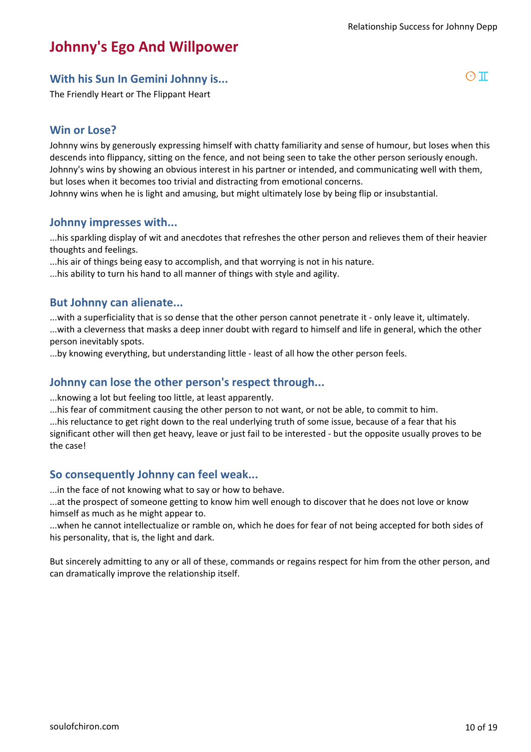# Johnny's Ego And Willpower

## With his Sun In Gemini Johnny is...

☉ ♊

The Friendly Heart or The Flippant Heart

## Win or Lose?

Johnny wins by generously expressing himself with chatty familiarity and sense of humour, but loses when this descends into flippancy, sitting on the fence, and not being seen to take the other person seriously enough. Johnny's wins by showing an obvious interest in his partner or intended, and communicating well with them, but loses when it becomes too trivial and distracting from emotional concerns.
Johnny wins when he is light and amusing, but might ultimately lose by being flip or insubstantial.

## Johnny impresses with...

...his sparkling display of wit and anecdotes that refreshes the other person and relieves them of their heavier thoughts and feelings.
...his air of things being easy to accomplish, and that worrying is not in his nature.
...his ability to turn his hand to all manner of things with style and agility.

## But Johnny can alienate...

...with a superficiality that is so dense that the other person cannot penetrate it - only leave it, ultimately.
...with a cleverness that masks a deep inner doubt with regard to himself and life in general, which the other person inevitably spots.
...by knowing everything, but understanding little - least of all how the other person feels.

## Johnny can lose the other person's respect through...

...knowing a lot but feeling too little, at least apparently.
...his fear of commitment causing the other person to not want, or not be able, to commit to him.
...his reluctance to get right down to the real underlying truth of some issue, because of a fear that his significant other will then get heavy, leave or just fail to be interested - but the opposite usually proves to be the case!

## So consequently Johnny can feel weak...

...in the face of not knowing what to say or how to behave.
...at the prospect of someone getting to know him well enough to discover that he does not love or know himself as much as he might appear to.
...when he cannot intellectualize or ramble on, which he does for fear of not being accepted for both sides of his personality, that is, the light and dark.

But sincerely admitting to any or all of these, commands or regains respect for him from the other person, and can dramatically improve the relationship itself.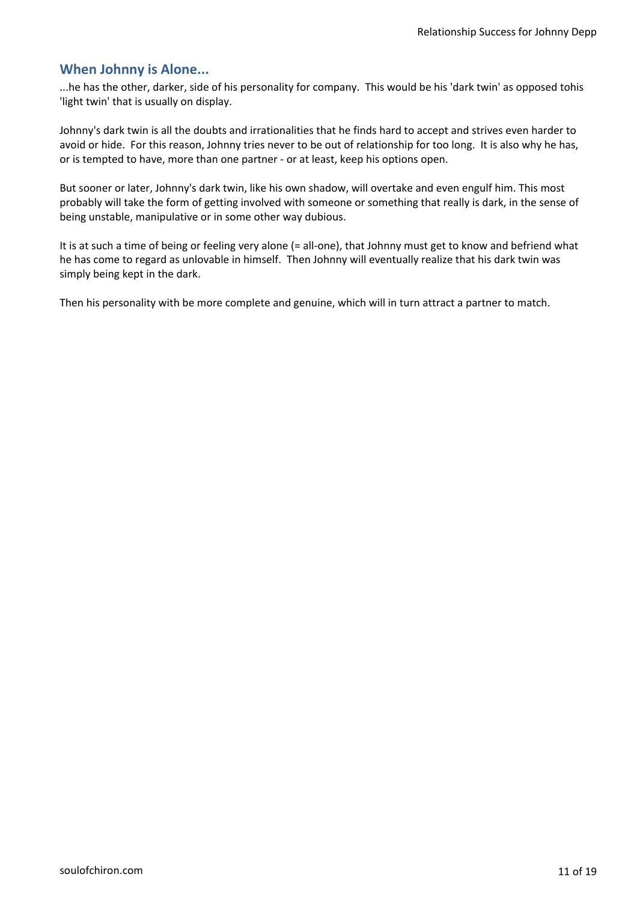## When Johnny is Alone...

...he has the other, darker, side of his personality for company. This would be his 'dark twin' as opposed tohis 'light twin' that is usually on display.

Johnny's dark twin is all the doubts and irrationalities that he finds hard to accept and strives even harder to avoid or hide. For this reason, Johnny tries never to be out of relationship for too long. It is also why he has, or is tempted to have, more than one partner - or at least, keep his options open.

But sooner or later, Johnny's dark twin, like his own shadow, will overtake and even engulf him. This most probably will take the form of getting involved with someone or something that really is dark, in the sense of being unstable, manipulative or in some other way dubious.

It is at such a time of being or feeling very alone (= all-one), that Johnny must get to know and befriend what he has come to regard as unlovable in himself. Then Johnny will eventually realize that his dark twin was simply being kept in the dark.

Then his personality with be more complete and genuine, which will in turn attract a partner to match.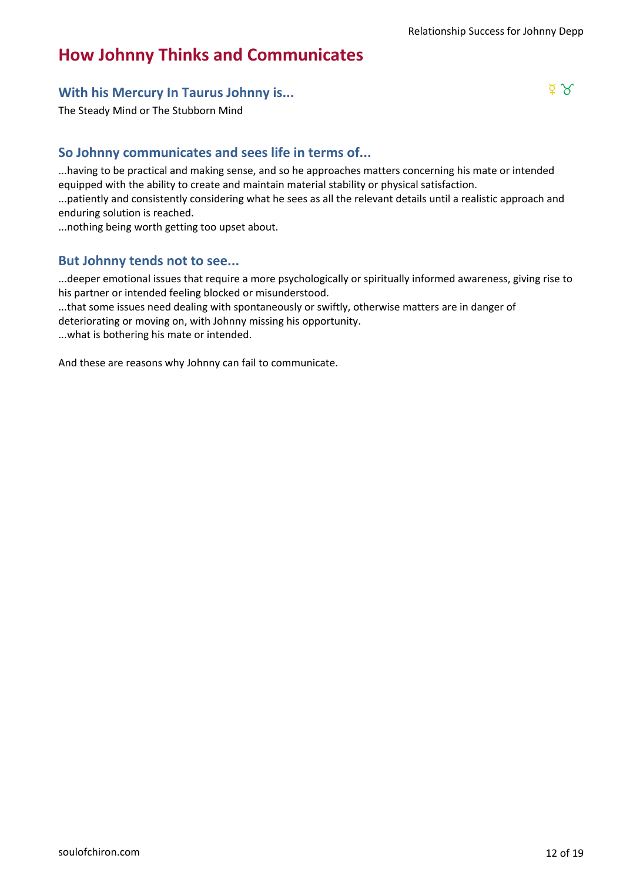# How Johnny Thinks and Communicates

## With his Mercury In Taurus Johnny is...

☿ ♉

The Steady Mind or The Stubborn Mind

## So Johnny communicates and sees life in terms of...

...having to be practical and making sense, and so he approaches matters concerning his mate or intended equipped with the ability to create and maintain material stability or physical satisfaction.
...patiently and consistently considering what he sees as all the relevant details until a realistic approach and enduring solution is reached.
...nothing being worth getting too upset about.

## But Johnny tends not to see...

...deeper emotional issues that require a more psychologically or spiritually informed awareness, giving rise to his partner or intended feeling blocked or misunderstood.
...that some issues need dealing with spontaneously or swiftly, otherwise matters are in danger of deteriorating or moving on, with Johnny missing his opportunity.
...what is bothering his mate or intended.

And these are reasons why Johnny can fail to communicate.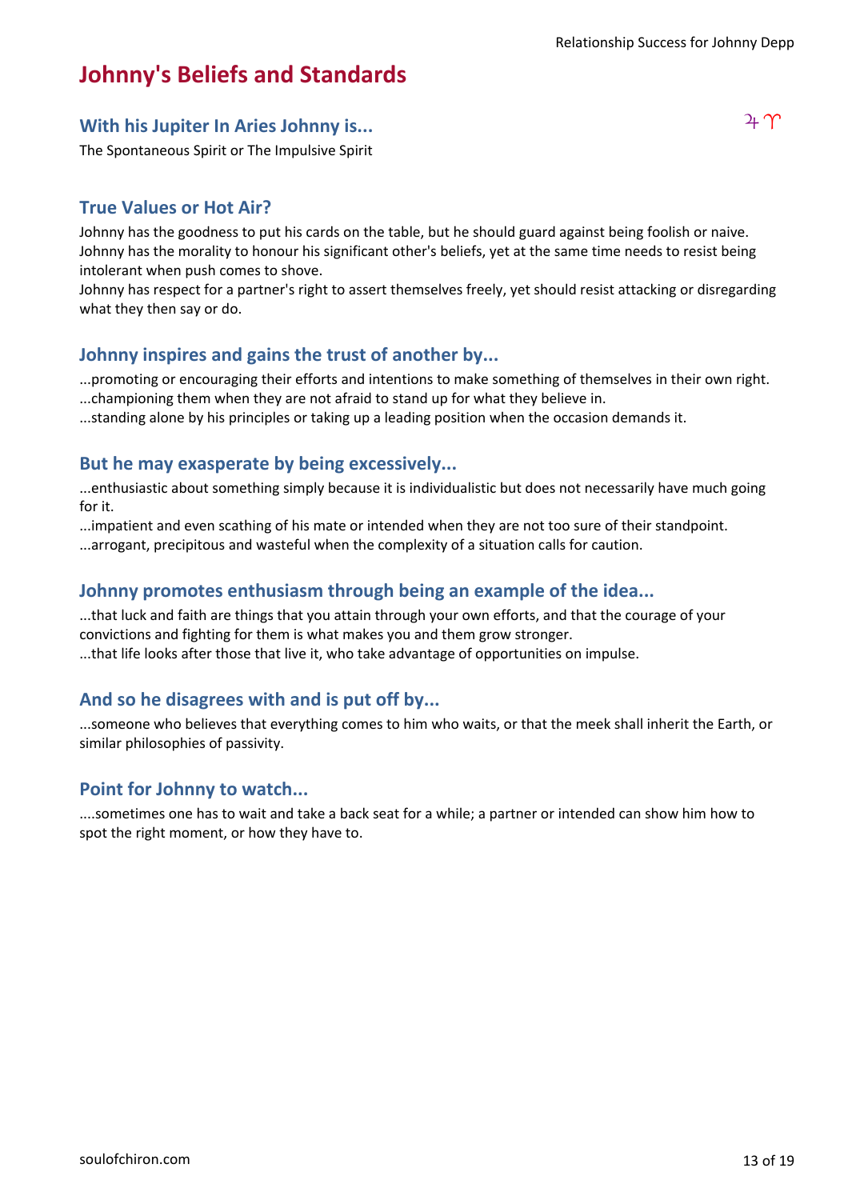# Johnny's Beliefs and Standards

## With his Jupiter In Aries Johnny is...

♃ ♈

The Spontaneous Spirit or The Impulsive Spirit

## True Values or Hot Air?

Johnny has the goodness to put his cards on the table, but he should guard against being foolish or naive. Johnny has the morality to honour his significant other's beliefs, yet at the same time needs to resist being intolerant when push comes to shove.
Johnny has respect for a partner's right to assert themselves freely, yet should resist attacking or disregarding what they then say or do.

## Johnny inspires and gains the trust of another by...

...promoting or encouraging their efforts and intentions to make something of themselves in their own right.
...championing them when they are not afraid to stand up for what they believe in.
...standing alone by his principles or taking up a leading position when the occasion demands it.

## But he may exasperate by being excessively...

...enthusiastic about something simply because it is individualistic but does not necessarily have much going for it.
...impatient and even scathing of his mate or intended when they are not too sure of their standpoint.
...arrogant, precipitous and wasteful when the complexity of a situation calls for caution.

## Johnny promotes enthusiasm through being an example of the idea...

...that luck and faith are things that you attain through your own efforts, and that the courage of your convictions and fighting for them is what makes you and them grow stronger.
...that life looks after those that live it, who take advantage of opportunities on impulse.

## And so he disagrees with and is put off by...

...someone who believes that everything comes to him who waits, or that the meek shall inherit the Earth, or similar philosophies of passivity.

## Point for Johnny to watch...

....sometimes one has to wait and take a back seat for a while; a partner or intended can show him how to spot the right moment, or how they have to.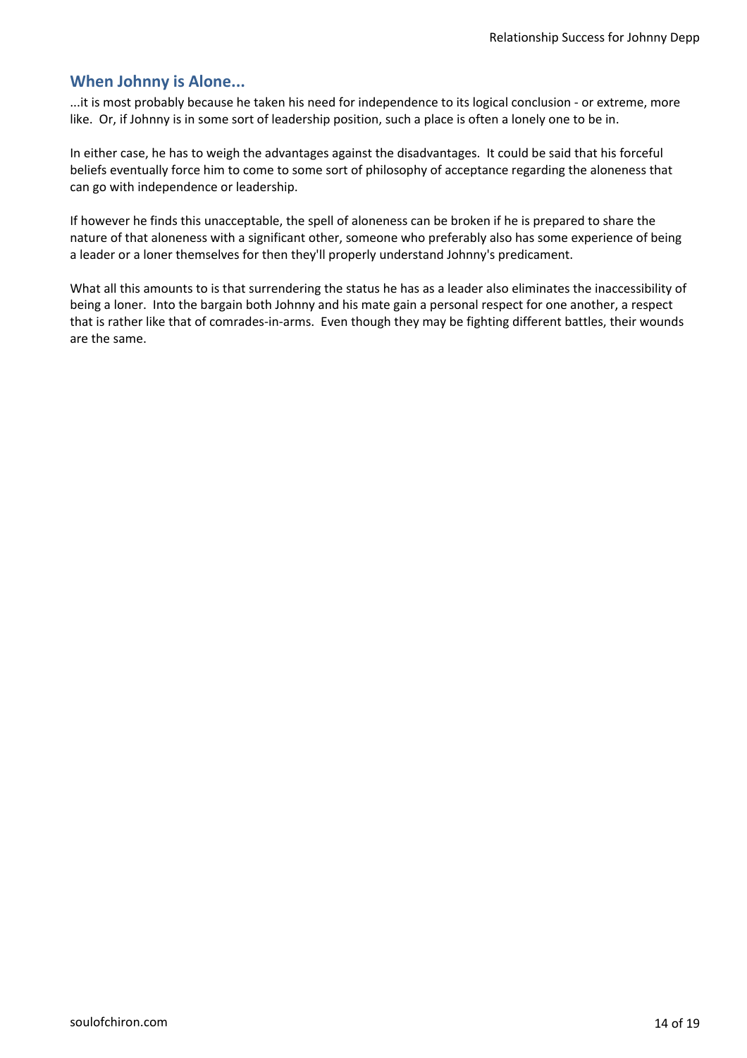## When Johnny is Alone...

...it is most probably because he taken his need for independence to its logical conclusion - or extreme, more like. Or, if Johnny is in some sort of leadership position, such a place is often a lonely one to be in.

In either case, he has to weigh the advantages against the disadvantages. It could be said that his forceful beliefs eventually force him to come to some sort of philosophy of acceptance regarding the aloneness that can go with independence or leadership.

If however he finds this unacceptable, the spell of aloneness can be broken if he is prepared to share the nature of that aloneness with a significant other, someone who preferably also has some experience of being a leader or a loner themselves for then they'll properly understand Johnny's predicament.

What all this amounts to is that surrendering the status he has as a leader also eliminates the inaccessibility of being a loner. Into the bargain both Johnny and his mate gain a personal respect for one another, a respect that is rather like that of comrades-in-arms. Even though they may be fighting different battles, their wounds are the same.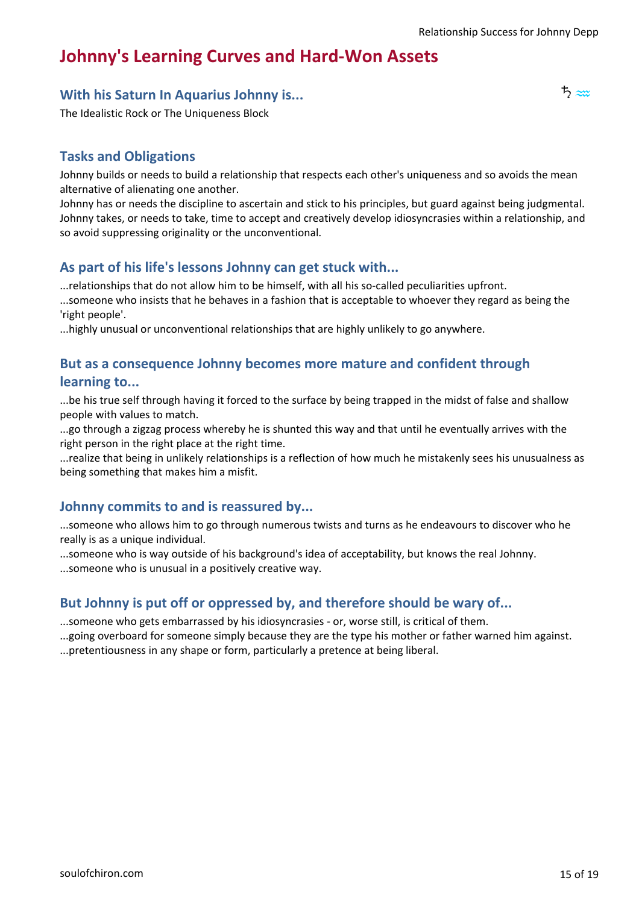# Johnny's Learning Curves and Hard-Won Assets

## With his Saturn In Aquarius Johnny is...

♄ ≈

The Idealistic Rock or The Uniqueness Block

## Tasks and Obligations

Johnny builds or needs to build a relationship that respects each other's uniqueness and so avoids the mean alternative of alienating one another.
Johnny has or needs the discipline to ascertain and stick to his principles, but guard against being judgmental.
Johnny takes, or needs to take, time to accept and creatively develop idiosyncrasies within a relationship, and so avoid suppressing originality or the unconventional.

## As part of his life's lessons Johnny can get stuck with...

...relationships that do not allow him to be himself, with all his so-called peculiarities upfront.
...someone who insists that he behaves in a fashion that is acceptable to whoever they regard as being the 'right people'.
...highly unusual or unconventional relationships that are highly unlikely to go anywhere.

## But as a consequence Johnny becomes more mature and confident through learning to...

...be his true self through having it forced to the surface by being trapped in the midst of false and shallow people with values to match.
...go through a zigzag process whereby he is shunted this way and that until he eventually arrives with the right person in the right place at the right time.
...realize that being in unlikely relationships is a reflection of how much he mistakenly sees his unusualness as being something that makes him a misfit.

## Johnny commits to and is reassured by...

...someone who allows him to go through numerous twists and turns as he endeavours to discover who he really is as a unique individual.
...someone who is way outside of his background's idea of acceptability, but knows the real Johnny.
...someone who is unusual in a positively creative way.

## But Johnny is put off or oppressed by, and therefore should be wary of...

...someone who gets embarrassed by his idiosyncrasies - or, worse still, is critical of them.
...going overboard for someone simply because they are the type his mother or father warned him against.
...pretentiousness in any shape or form, particularly a pretence at being liberal.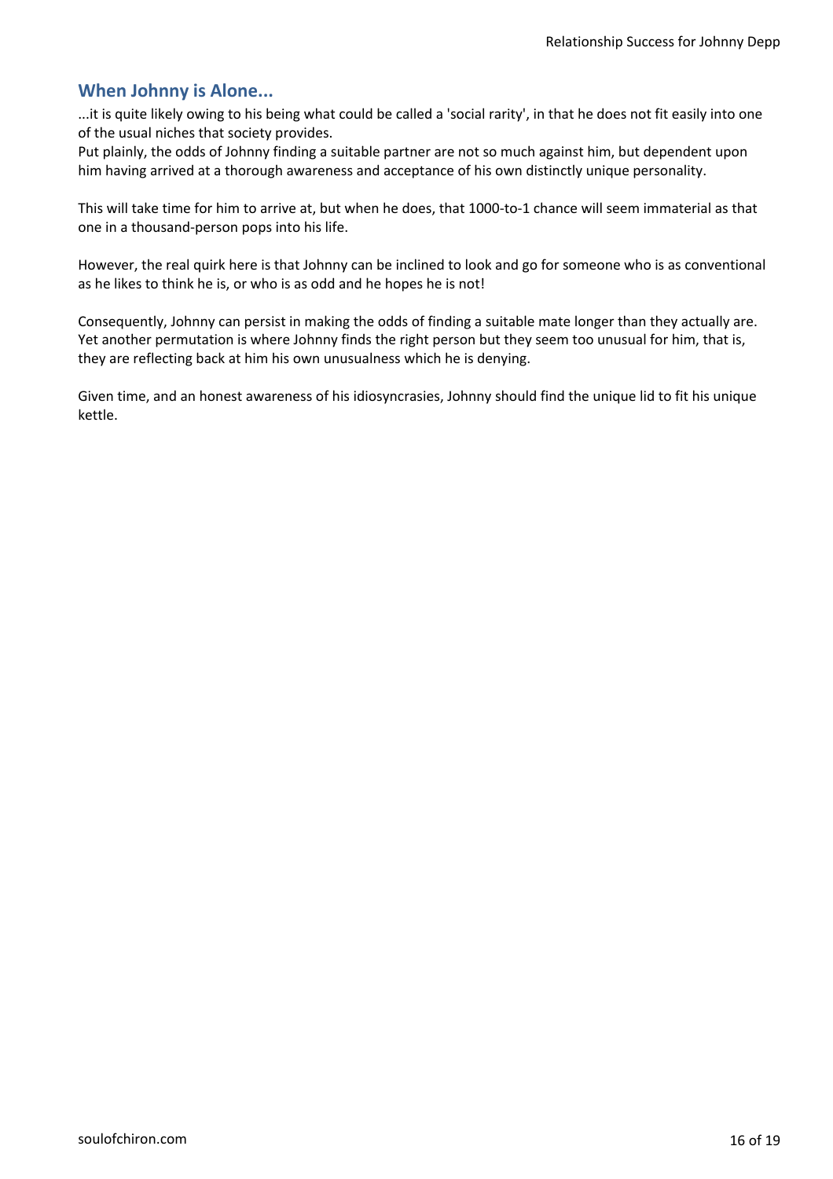## When Johnny is Alone...

...it is quite likely owing to his being what could be called a 'social rarity', in that he does not fit easily into one of the usual niches that society provides.
Put plainly, the odds of Johnny finding a suitable partner are not so much against him, but dependent upon him having arrived at a thorough awareness and acceptance of his own distinctly unique personality.

This will take time for him to arrive at, but when he does, that 1000-to-1 chance will seem immaterial as that one in a thousand-person pops into his life.

However, the real quirk here is that Johnny can be inclined to look and go for someone who is as conventional as he likes to think he is, or who is as odd and he hopes he is not!

Consequently, Johnny can persist in making the odds of finding a suitable mate longer than they actually are. Yet another permutation is where Johnny finds the right person but they seem too unusual for him, that is, they are reflecting back at him his own unusualness which he is denying.

Given time, and an honest awareness of his idiosyncrasies, Johnny should find the unique lid to fit his unique kettle.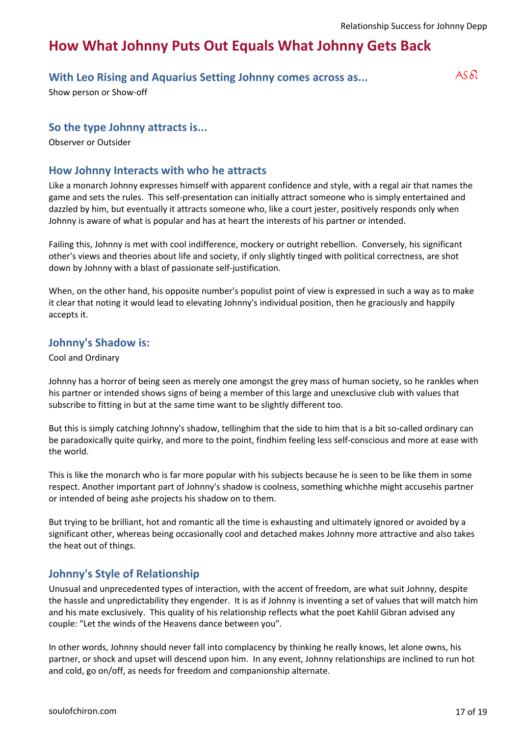# How What Johnny Puts Out Equals What Johnny Gets Back

## With Leo Rising and Aquarius Setting Johnny comes across as...

AS♌

Show person or Show-off

## So the type Johnny attracts is...

Observer or Outsider

## How Johnny Interacts with who he attracts

Like a monarch Johnny expresses himself with apparent confidence and style, with a regal air that names the game and sets the rules. This self-presentation can initially attract someone who is simply entertained and dazzled by him, but eventually it attracts someone who, like a court jester, positively responds only when Johnny is aware of what is popular and has at heart the interests of his partner or intended.

Failing this, Johnny is met with cool indifference, mockery or outright rebellion. Conversely, his significant other's views and theories about life and society, if only slightly tinged with political correctness, are shot down by Johnny with a blast of passionate self-justification.

When, on the other hand, his opposite number's populist point of view is expressed in such a way as to make it clear that noting it would lead to elevating Johnny's individual position, then he graciously and happily accepts it.

## Johnny's Shadow is:

Cool and Ordinary

Johnny has a horror of being seen as merely one amongst the grey mass of human society, so he rankles when his partner or intended shows signs of being a member of this large and unexclusive club with values that subscribe to fitting in but at the same time want to be slightly different too.

But this is simply catching Johnny's shadow, tellinghim that the side to him that is a bit so-called ordinary can be paradoxically quite quirky, and more to the point, findhim feeling less self-conscious and more at ease with the world.

This is like the monarch who is far more popular with his subjects because he is seen to be like them in some respect. Another important part of Johnny's shadow is coolness, something whichhe might accusehis partner or intended of being ashe projects his shadow on to them.

But trying to be brilliant, hot and romantic all the time is exhausting and ultimately ignored or avoided by a significant other, whereas being occasionally cool and detached makes Johnny more attractive and also takes the heat out of things.

## Johnny's Style of Relationship

Unusual and unprecedented types of interaction, with the accent of freedom, are what suit Johnny, despite the hassle and unpredictability they engender. It is as if Johnny is inventing a set of values that will match him and his mate exclusively. This quality of his relationship reflects what the poet Kahlil Gibran advised any couple: "Let the winds of the Heavens dance between you".

In other words, Johnny should never fall into complacency by thinking he really knows, let alone owns, his partner, or shock and upset will descend upon him. In any event, Johnny relationships are inclined to run hot and cold, go on/off, as needs for freedom and companionship alternate.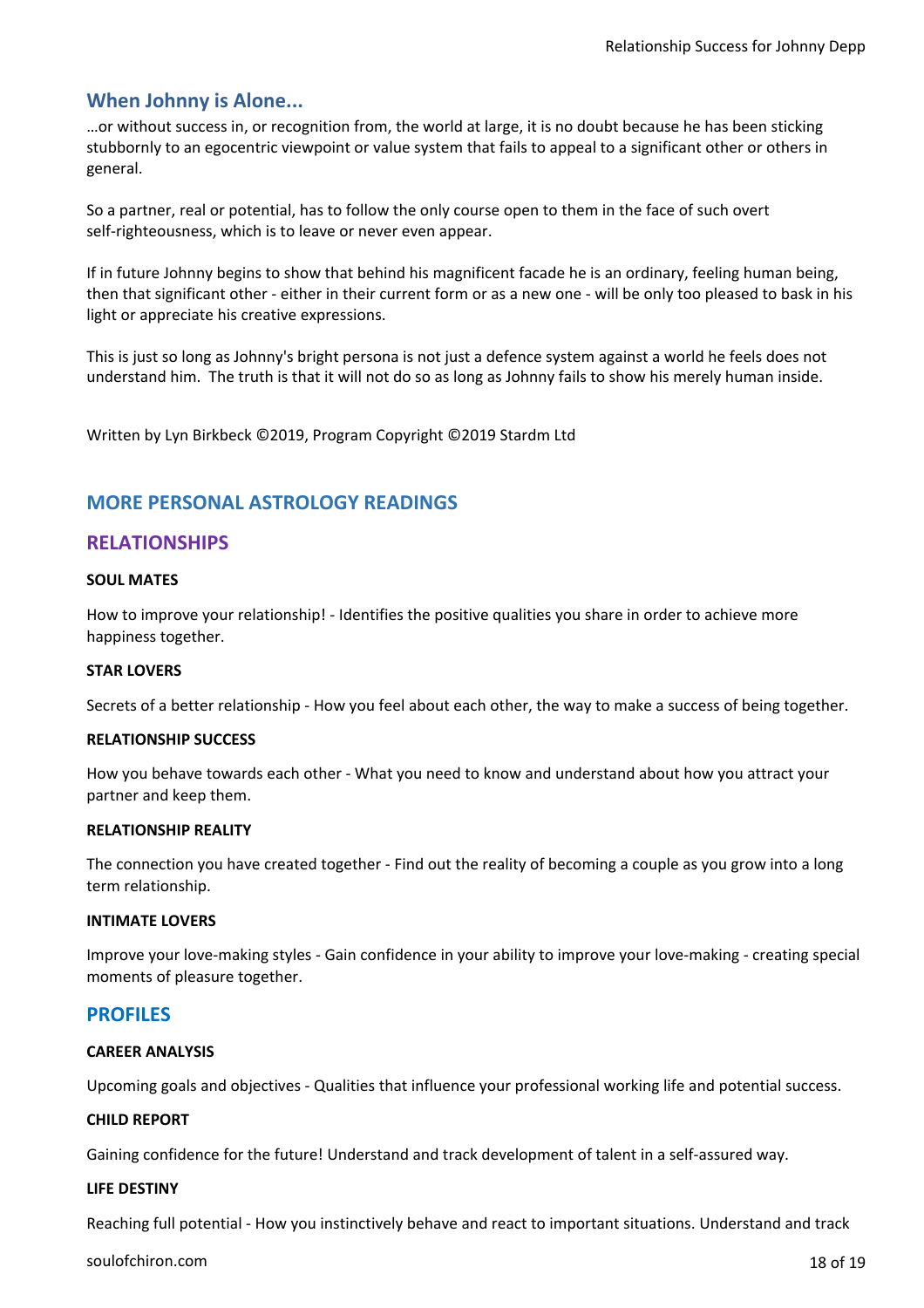## When Johnny is Alone...

…or without success in, or recognition from, the world at large, it is no doubt because he has been sticking stubbornly to an egocentric viewpoint or value system that fails to appeal to a significant other or others in general.

So a partner, real or potential, has to follow the only course open to them in the face of such overt self-righteousness, which is to leave or never even appear.

If in future Johnny begins to show that behind his magnificent facade he is an ordinary, feeling human being, then that significant other - either in their current form or as a new one - will be only too pleased to bask in his light or appreciate his creative expressions.

This is just so long as Johnny's bright persona is not just a defence system against a world he feels does not understand him. The truth is that it will not do so as long as Johnny fails to show his merely human inside.

Written by Lyn Birkbeck ©2019, Program Copyright ©2019 Stardm Ltd

# MORE PERSONAL ASTROLOGY READINGS

## RELATIONSHIPS

**SOUL MATES**

How to improve your relationship! - Identifies the positive qualities you share in order to achieve more happiness together.

**STAR LOVERS**

Secrets of a better relationship - How you feel about each other, the way to make a success of being together.

**RELATIONSHIP SUCCESS**

How you behave towards each other - What you need to know and understand about how you attract your partner and keep them.

**RELATIONSHIP REALITY**

The connection you have created together - Find out the reality of becoming a couple as you grow into a long term relationship.

**INTIMATE LOVERS**

Improve your love-making styles - Gain confidence in your ability to improve your love-making - creating special moments of pleasure together.

## PROFILES

**CAREER ANALYSIS**

Upcoming goals and objectives - Qualities that influence your professional working life and potential success.

**CHILD REPORT**

Gaining confidence for the future! Understand and track development of talent in a self-assured way.

**LIFE DESTINY**

Reaching full potential - How you instinctively behave and react to important situations. Understand and track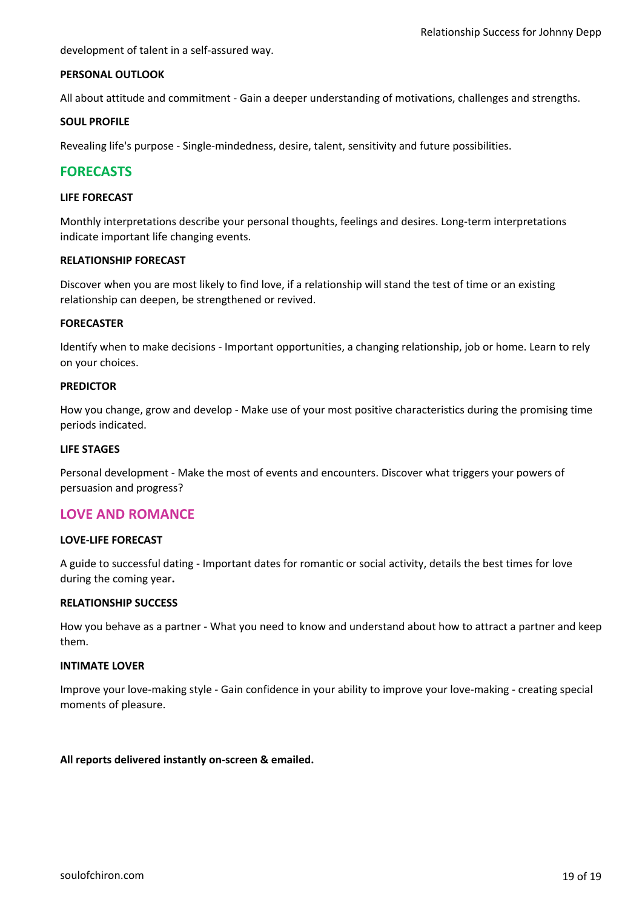development of talent in a self-assured way.

**PERSONAL OUTLOOK**

All about attitude and commitment - Gain a deeper understanding of motivations, challenges and strengths.

**SOUL PROFILE**

Revealing life's purpose - Single-mindedness, desire, talent, sensitivity and future possibilities.

## FORECASTS

**LIFE FORECAST**

Monthly interpretations describe your personal thoughts, feelings and desires. Long-term interpretations indicate important life changing events.

**RELATIONSHIP FORECAST**

Discover when you are most likely to find love, if a relationship will stand the test of time or an existing relationship can deepen, be strengthened or revived.

**FORECASTER**

Identify when to make decisions - Important opportunities, a changing relationship, job or home. Learn to rely on your choices.

**PREDICTOR**

How you change, grow and develop - Make use of your most positive characteristics during the promising time periods indicated.

**LIFE STAGES**

Personal development - Make the most of events and encounters. Discover what triggers your powers of persuasion and progress?

## LOVE AND ROMANCE

**LOVE-LIFE FORECAST**

A guide to successful dating - Important dates for romantic or social activity, details the best times for love during the coming year**.**

**RELATIONSHIP SUCCESS**

How you behave as a partner - What you need to know and understand about how to attract a partner and keep them.

**INTIMATE LOVER**

Improve your love-making style - Gain confidence in your ability to improve your love-making - creating special moments of pleasure.

**All reports delivered instantly on-screen & emailed.**

soulofchiron.com